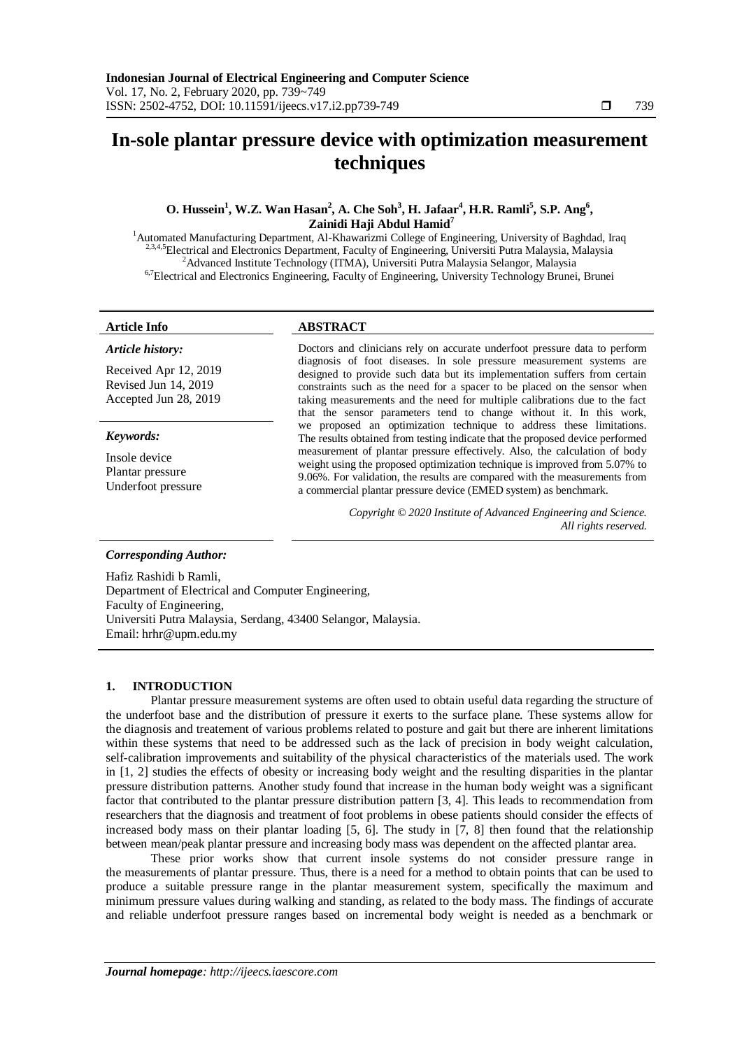# In-sole plantar pressure device with optimization measurement techniques

**O. Hussein[1], W.Z. Wan Hasan[2], A. Che Soh[3], H. Jafaar[4], H.R. Ramli[5], S.P. Ang[6], Zainidi Haji Abdul Hamid[7]**

[1]Automated Manufacturing Department, Al-Khawarizmi College of Engineering, University of Baghdad, Iraq
[2,3,4,5]Electrical and Electronics Department, Faculty of Engineering, Universiti Putra Malaysia, Malaysia
[2]Advanced Institute Technology (ITMA), Universiti Putra Malaysia Selangor, Malaysia
[6,7]Electrical and Electronics Engineering, Faculty of Engineering, University Technology Brunei, Brunei

**Article Info**

*Article history:*

Received Apr 12, 2019
Revised Jun 14, 2019
Accepted Jun 28, 2019

*Keywords:*

Insole device
Plantar pressure
Underfoot pressure

**ABSTRACT**

Doctors and clinicians rely on accurate underfoot pressure data to perform diagnosis of foot diseases. In sole pressure measurement systems are designed to provide such data but its implementation suffers from certain constraints such as the need for a spacer to be placed on the sensor when taking measurements and the need for multiple calibrations due to the fact that the sensor parameters tend to change without it. In this work, we proposed an optimization technique to address these limitations. The results obtained from testing indicate that the proposed device performed measurement of plantar pressure effectively. Also, the calculation of body weight using the proposed optimization technique is improved from 5.07% to 9.06%. For validation, the results are compared with the measurements from a commercial plantar pressure device (EMED system) as benchmark.

*Copyright © 2020 Institute of Advanced Engineering and Science. All rights reserved.*

*Corresponding Author:*

Hafiz Rashidi b Ramli,
Department of Electrical and Computer Engineering,
Faculty of Engineering,
Universiti Putra Malaysia, Serdang, 43400 Selangor, Malaysia.
Email: hrhr@upm.edu.my

## 1. INTRODUCTION

Plantar pressure measurement systems are often used to obtain useful data regarding the structure of the underfoot base and the distribution of pressure it exerts to the surface plane. These systems allow for the diagnosis and treatement of various problems related to posture and gait but there are inherent limitations within these systems that need to be addressed such as the lack of precision in body weight calculation, self-calibration improvements and suitability of the physical characteristics of the materials used. The work in [1, 2] studies the effects of obesity or increasing body weight and the resulting disparities in the plantar pressure distribution patterns. Another study found that increase in the human body weight was a significant factor that contributed to the plantar pressure distribution pattern [3, 4]. This leads to recommendation from researchers that the diagnosis and treatment of foot problems in obese patients should consider the effects of increased body mass on their plantar loading [5, 6]. The study in [7, 8] then found that the relationship between mean/peak plantar pressure and increasing body mass was dependent on the affected plantar area.

These prior works show that current insole systems do not consider pressure range in the measurements of plantar pressure. Thus, there is a need for a method to obtain points that can be used to produce a suitable pressure range in the plantar measurement system, specifically the maximum and minimum pressure values during walking and standing, as related to the body mass. The findings of accurate and reliable underfoot pressure ranges based on incremental body weight is needed as a benchmark or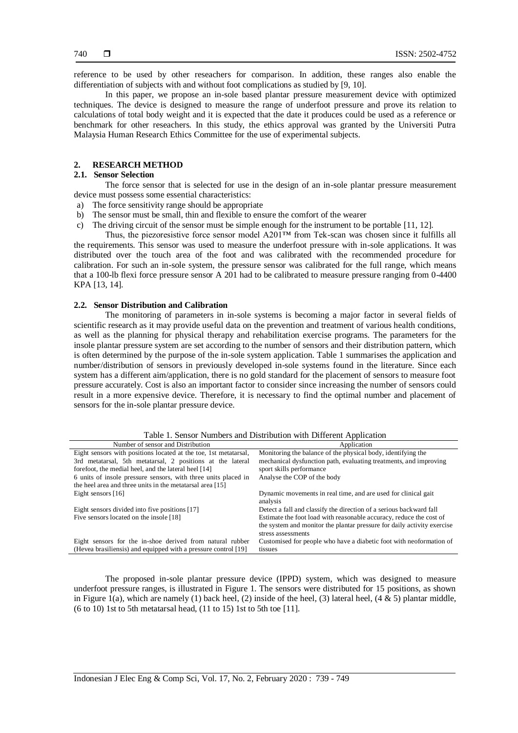reference to be used by other reseachers for comparison. In addition, these ranges also enable the differentiation of subjects with and without foot complications as studied by [9, 10].

In this paper, we propose an in-sole based plantar pressure measurement device with optimized techniques. The device is designed to measure the range of underfoot pressure and prove its relation to calculations of total body weight and it is expected that the date it produces could be used as a reference or benchmark for other reseachers. In this study, the ethics approval was granted by the Universiti Putra Malaysia Human Research Ethics Committee for the use of experimental subjects.

## 2. RESEARCH METHOD

### 2.1. Sensor Selection

The force sensor that is selected for use in the design of an in-sole plantar pressure measurement device must possess some essential characteristics:

a) The force sensitivity range should be appropriate
b) The sensor must be small, thin and flexible to ensure the comfort of the wearer
c) The driving circuit of the sensor must be simple enough for the instrument to be portable [11, 12].

Thus, the piezoresistive force sensor model A201™ from Tek-scan was chosen since it fulfills all the requirements. This sensor was used to measure the underfoot pressure with in-sole applications. It was distributed over the touch area of the foot and was calibrated with the recommended procedure for calibration. For such an in-sole system, the pressure sensor was calibrated for the full range, which means that a 100-lb flexi force pressure sensor A 201 had to be calibrated to measure pressure ranging from 0-4400 KPA [13, 14].

### 2.2. Sensor Distribution and Calibration

The monitoring of parameters in in-sole systems is becoming a major factor in several fields of scientific research as it may provide useful data on the prevention and treatment of various health conditions, as well as the planning for physical therapy and rehabilitation exercise programs. The parameters for the insole plantar pressure system are set according to the number of sensors and their distribution pattern, which is often determined by the purpose of the in-sole system application. Table 1 summarises the application and number/distribution of sensors in previously developed in-sole systems found in the literature. Since each system has a different aim/application, there is no gold standard for the placement of sensors to measure foot pressure accurately. Cost is also an important factor to consider since increasing the number of sensors could result in a more expensive device. Therefore, it is necessary to find the optimal number and placement of sensors for the in-sole plantar pressure device.

Table 1. Sensor Numbers and Distribution with Different Application

| Number of sensor and Distribution | Application |
|---|---|
| Eight sensors with positions located at the toe, 1st metatarsal, 3rd metatarsal, 5th metatarsal, 2 positions at the lateral forefoot, the medial heel, and the lateral heel [14] | Monitoring the balance of the physical body, identifying the mechanical dysfunction path, evaluating treatments, and improving sport skills performance |
| 6 units of insole pressure sensors, with three units placed in the heel area and three units in the metatarsal area [15] | Analyse the COP of the body |
| Eight sensors [16] | Dynamic movements in real time, and are used for clinical gait analysis |
| Eight sensors divided into five positions [17] | Detect a fall and classify the direction of a serious backward fall |
| Five sensors located on the insole [18] | Estimate the foot load with reasonable accuracy, reduce the cost of the system and monitor the plantar pressure for daily activity exercise stress assessments |
| Eight sensors for the in-shoe derived from natural rubber (Hevea brasiliensis) and equipped with a pressure control [19] | Customised for people who have a diabetic foot with neoformation of tissues |

The proposed in-sole plantar pressure device (IPPD) system, which was designed to measure underfoot pressure ranges, is illustrated in Figure 1. The sensors were distributed for 15 positions, as shown in Figure 1(a), which are namely (1) back heel, (2) inside of the heel, (3) lateral heel, (4 & 5) plantar middle, (6 to 10) 1st to 5th metatarsal head, (11 to 15) 1st to 5th toe [11].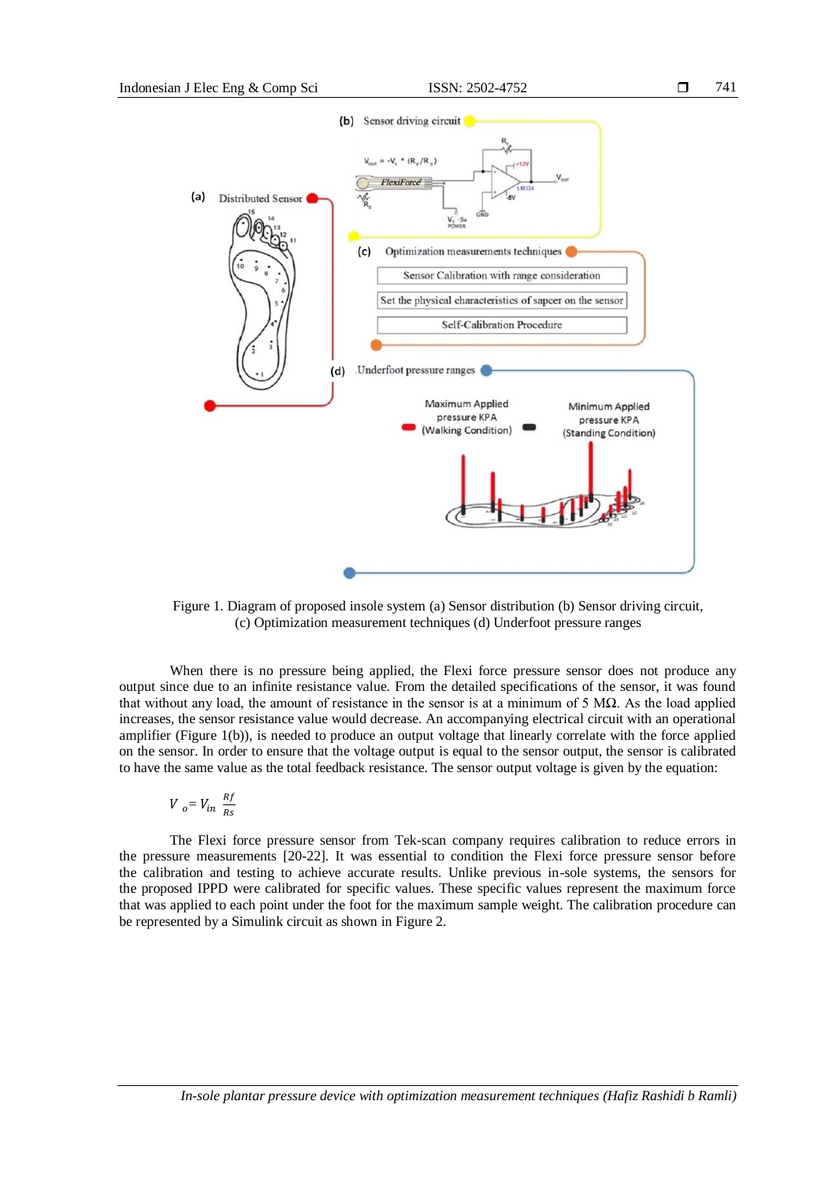Figure 1. Diagram of proposed insole system (a) Sensor distribution (b) Sensor driving circuit, (c) Optimization measurement techniques (d) Underfoot pressure ranges

When there is no pressure being applied, the Flexi force pressure sensor does not produce any output since due to an infinite resistance value. From the detailed specifications of the sensor, it was found that without any load, the amount of resistance in the sensor is at a minimum of 5 MΩ. As the load applied increases, the sensor resistance value would decrease. An accompanying electrical circuit with an operational amplifier (Figure 1(b)), is needed to produce an output voltage that linearly correlate with the force applied on the sensor. In order to ensure that the voltage output is equal to the sensor output, the sensor is calibrated to have the same value as the total feedback resistance. The sensor output voltage is given by the equation:

$$V_o = V_{in} \frac{Rf}{Rs}$$

The Flexi force pressure sensor from Tek-scan company requires calibration to reduce errors in the pressure measurements [20-22]. It was essential to condition the Flexi force pressure sensor before the calibration and testing to achieve accurate results. Unlike previous in-sole systems, the sensors for the proposed IPPD were calibrated for specific values. These specific values represent the maximum force that was applied to each point under the foot for the maximum sample weight. The calibration procedure can be represented by a Simulink circuit as shown in Figure 2.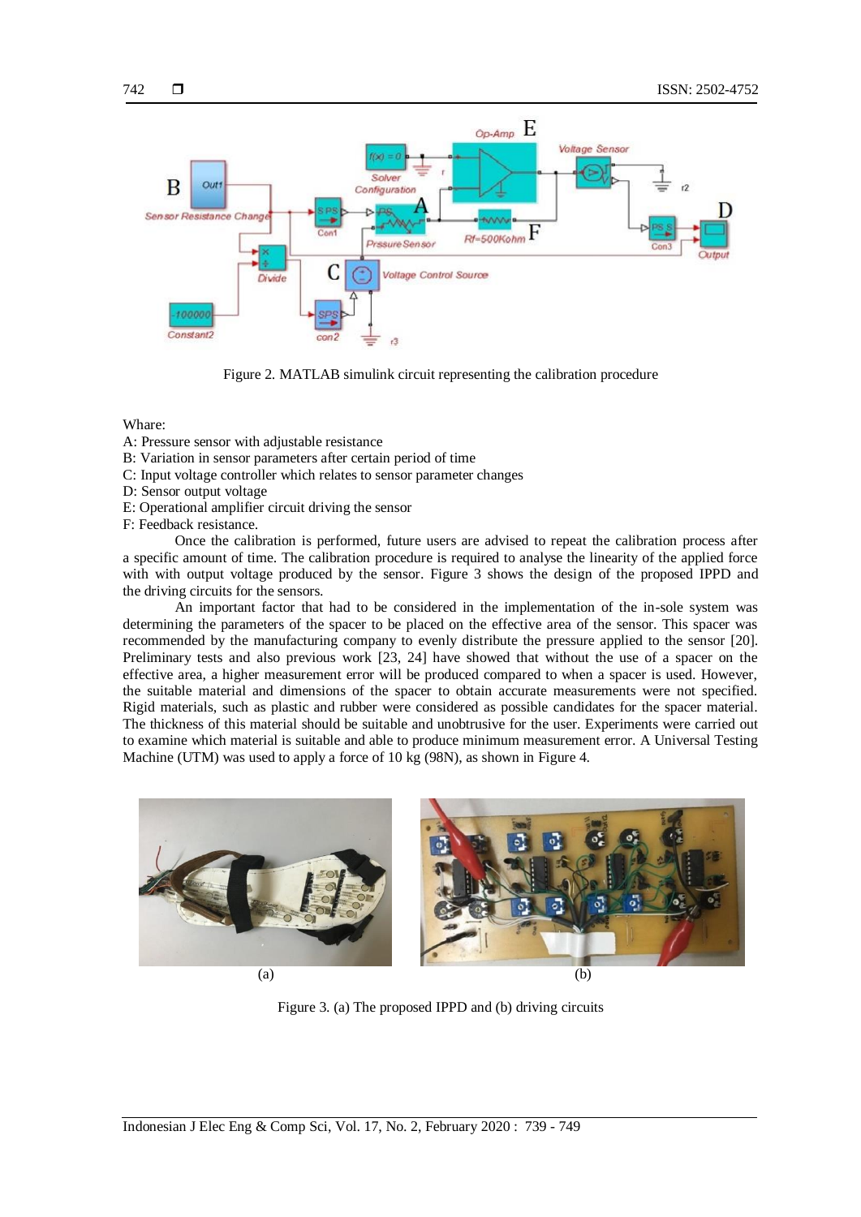Figure 2. MATLAB simulink circuit representing the calibration procedure

Whare:
A: Pressure sensor with adjustable resistance
B: Variation in sensor parameters after certain period of time
C: Input voltage controller which relates to sensor parameter changes
D: Sensor output voltage
E: Operational amplifier circuit driving the sensor
F: Feedback resistance.

Once the calibration is performed, future users are advised to repeat the calibration process after a specific amount of time. The calibration procedure is required to analyse the linearity of the applied force with with output voltage produced by the sensor. Figure 3 shows the design of the proposed IPPD and the driving circuits for the sensors.

An important factor that had to be considered in the implementation of the in-sole system was determining the parameters of the spacer to be placed on the effective area of the sensor. This spacer was recommended by the manufacturing company to evenly distribute the pressure applied to the sensor [20]. Preliminary tests and also previous work [23, 24] have showed that without the use of a spacer on the effective area, a higher measurement error will be produced compared to when a spacer is used. However, the suitable material and dimensions of the spacer to obtain accurate measurements were not specified. Rigid materials, such as plastic and rubber were considered as possible candidates for the spacer material. The thickness of this material should be suitable and unobtrusive for the user. Experiments were carried out to examine which material is suitable and able to produce minimum measurement error. A Universal Testing Machine (UTM) was used to apply a force of 10 kg (98N), as shown in Figure 4.

(a) (b)

Figure 3. (a) The proposed IPPD and (b) driving circuits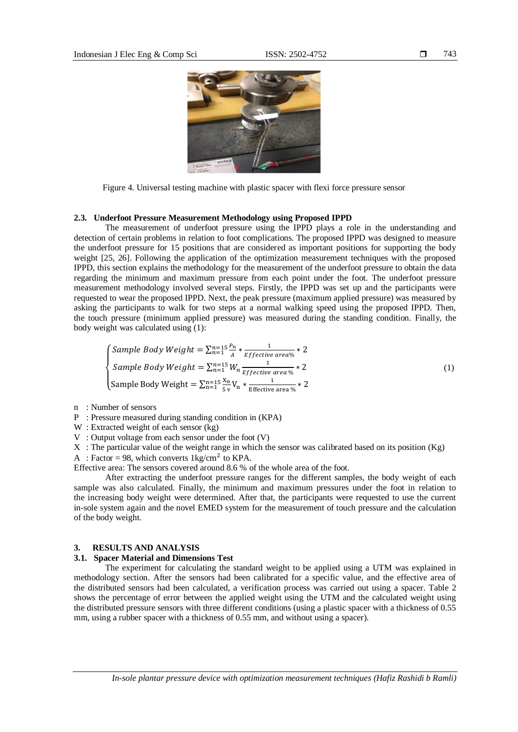Figure 4. Universal testing machine with plastic spacer with flexi force pressure sensor

### 2.3. Underfoot Pressure Measurement Methodology using Proposed IPPD

The measurement of underfoot pressure using the IPPD plays a role in the understanding and detection of certain problems in relation to foot complications. The proposed IPPD was designed to measure the underfoot pressure for 15 positions that are considered as important positions for supporting the body weight [25, 26]. Following the application of the optimization measurement techniques with the proposed IPPD, this section explains the methodology for the measurement of the underfoot pressure to obtain the data regarding the minimum and maximum pressure from each point under the foot. The underfoot pressure measurement methodology involved several steps. Firstly, the IPPD was set up and the participants were requested to wear the proposed IPPD. Next, the peak pressure (maximum applied pressure) was measured by asking the participants to walk for two steps at a normal walking speed using the proposed IPPD. Then, the touch pressure (minimum applied pressure) was measured during the standing condition. Finally, the body weight was calculated using (1):

$$
\begin{cases}
Sample\ Body\ Weight = \sum_{n=1}^{n=15} \frac{P_n}{A} * \frac{1}{Effective\ area\%} * 2 \\
Sample\ Body\ Weight = \sum_{n=1}^{n=15} W_n \frac{1}{Effective\ area\ \%} * 2 \\
\text{Sample Body Weight} = \sum_{n=1}^{n=15} \frac{X_n}{5\ v} V_n * \frac{1}{\text{Effective area }\%} * 2
\end{cases}
\tag{1}
$$

n : Number of sensors
P : Pressure measured during standing condition in (KPA)
W : Extracted weight of each sensor (kg)
V : Output voltage from each sensor under the foot (V)
X : The particular value of the weight range in which the sensor was calibrated based on its position (Kg)
A : Factor = 98, which converts $1\text{kg/cm}^2$ to KPA.
Effective area: The sensors covered around 8.6 % of the whole area of the foot.

After extracting the underfoot pressure ranges for the different samples, the body weight of each sample was also calculated. Finally, the minimum and maximum pressures under the foot in relation to the increasing body weight were determined. After that, the participants were requested to use the current in-sole system again and the novel EMED system for the measurement of touch pressure and the calculation of the body weight.

## 3. RESULTS AND ANALYSIS

### 3.1. Spacer Material and Dimensions Test

The experiment for calculating the standard weight to be applied using a UTM was explained in methodology section. After the sensors had been calibrated for a specific value, and the effective area of the distributed sensors had been calculated, a verification process was carried out using a spacer. Table 2 shows the percentage of error between the applied weight using the UTM and the calculated weight using the distributed pressure sensors with three different conditions (using a plastic spacer with a thickness of 0.55 mm, using a rubber spacer with a thickness of 0.55 mm, and without using a spacer).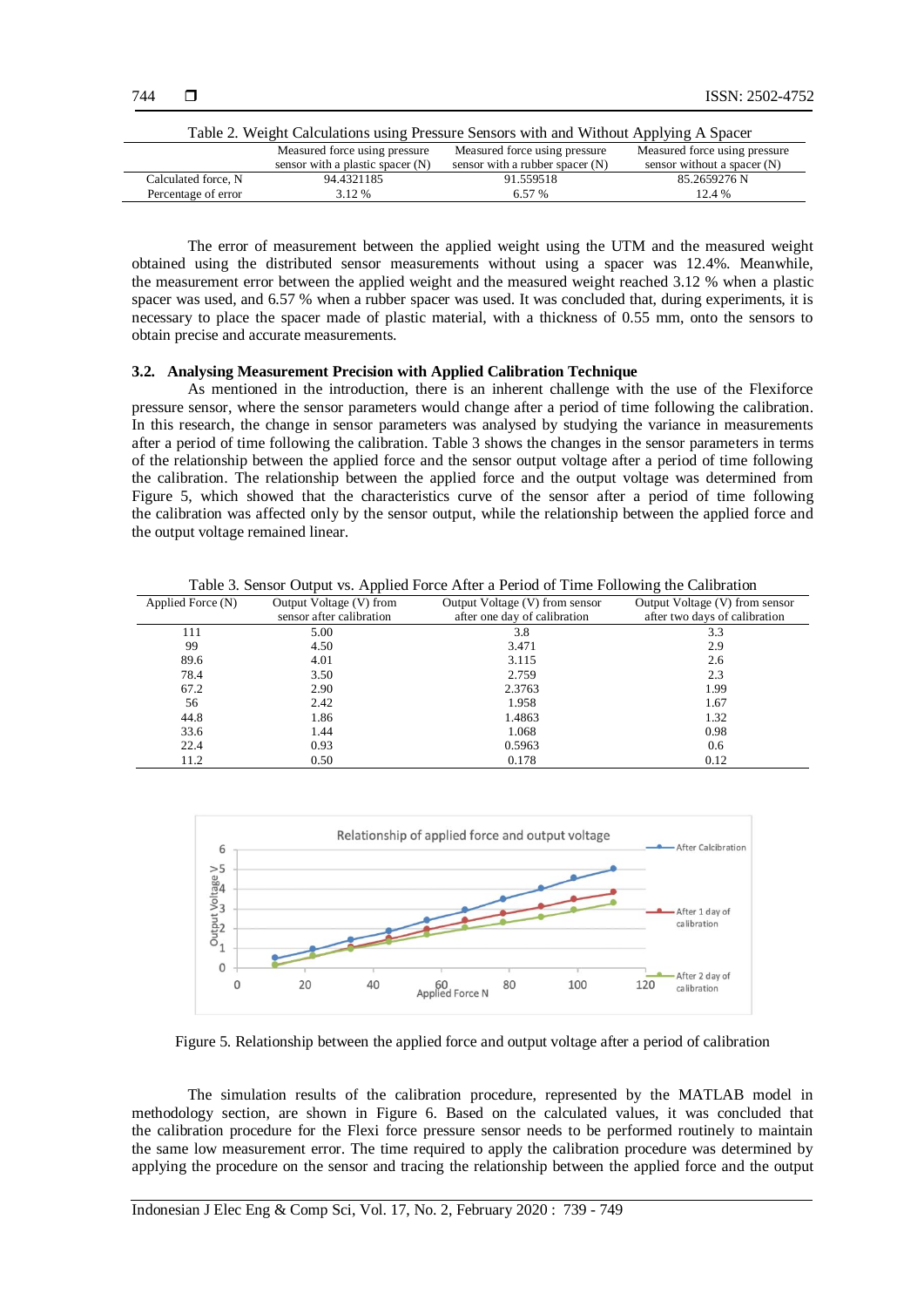Table 2. Weight Calculations using Pressure Sensors with and Without Applying A Spacer

| | Measured force using pressure sensor with a plastic spacer (N) | Measured force using pressure sensor with a rubber spacer (N) | Measured force using pressure sensor without a spacer (N) |
|---|---|---|---|
| Calculated force, N | 94.4321185 | 91.559518 | 85.2659276 N |
| Percentage of error | 3.12 % | 6.57 % | 12.4 % |

The error of measurement between the applied weight using the UTM and the measured weight obtained using the distributed sensor measurements without using a spacer was 12.4%. Meanwhile, the measurement error between the applied weight and the measured weight reached 3.12 % when a plastic spacer was used, and 6.57 % when a rubber spacer was used. It was concluded that, during experiments, it is necessary to place the spacer made of plastic material, with a thickness of 0.55 mm, onto the sensors to obtain precise and accurate measurements.

### 3.2. Analysing Measurement Precision with Applied Calibration Technique

As mentioned in the introduction, there is an inherent challenge with the use of the Flexiforce pressure sensor, where the sensor parameters would change after a period of time following the calibration. In this research, the change in sensor parameters was analysed by studying the variance in measurements after a period of time following the calibration. Table 3 shows the changes in the sensor parameters in terms of the relationship between the applied force and the sensor output voltage after a period of time following the calibration. The relationship between the applied force and the output voltage was determined from Figure 5, which showed that the characteristics curve of the sensor after a period of time following the calibration was affected only by the sensor output, while the relationship between the applied force and the output voltage remained linear.

Table 3. Sensor Output vs. Applied Force After a Period of Time Following the Calibration

| Applied Force (N) | Output Voltage (V) from sensor after calibration | Output Voltage (V) from sensor after one day of calibration | Output Voltage (V) from sensor after two days of calibration |
|---|---|---|---|
| 111 | 5.00 | 3.8 | 3.3 |
| 99 | 4.50 | 3.471 | 2.9 |
| 89.6 | 4.01 | 3.115 | 2.6 |
| 78.4 | 3.50 | 2.759 | 2.3 |
| 67.2 | 2.90 | 2.3763 | 1.99 |
| 56 | 2.42 | 1.958 | 1.67 |
| 44.8 | 1.86 | 1.4863 | 1.32 |
| 33.6 | 1.44 | 1.068 | 0.98 |
| 22.4 | 0.93 | 0.5963 | 0.6 |
| 11.2 | 0.50 | 0.178 | 0.12 |

Figure 5. Relationship between the applied force and output voltage after a period of calibration

The simulation results of the calibration procedure, represented by the MATLAB model in methodology section, are shown in Figure 6. Based on the calculated values, it was concluded that the calibration procedure for the Flexi force pressure sensor needs to be performed routinely to maintain the same low measurement error. The time required to apply the calibration procedure was determined by applying the procedure on the sensor and tracing the relationship between the applied force and the output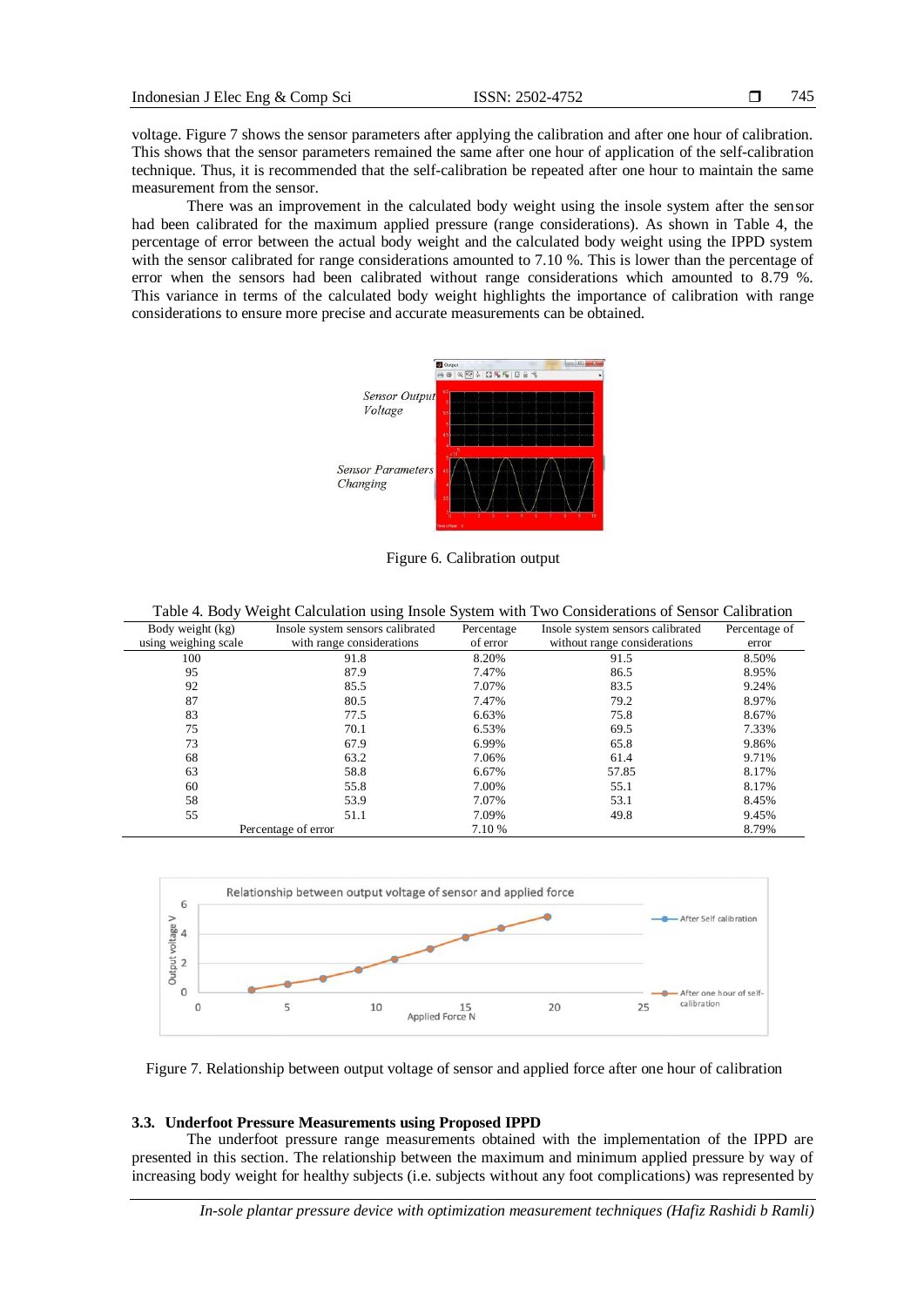voltage. Figure 7 shows the sensor parameters after applying the calibration and after one hour of calibration. This shows that the sensor parameters remained the same after one hour of application of the self-calibration technique. Thus, it is recommended that the self-calibration be repeated after one hour to maintain the same measurement from the sensor.

There was an improvement in the calculated body weight using the insole system after the sensor had been calibrated for the maximum applied pressure (range considerations). As shown in Table 4, the percentage of error between the actual body weight and the calculated body weight using the IPPD system with the sensor calibrated for range considerations amounted to 7.10 %. This is lower than the percentage of error when the sensors had been calibrated without range considerations which amounted to 8.79 %. This variance in terms of the calculated body weight highlights the importance of calibration with range considerations to ensure more precise and accurate measurements can be obtained.

Figure 6. Calibration output

Table 4. Body Weight Calculation using Insole System with Two Considerations of Sensor Calibration

| Body weight (kg) using weighing scale | Insole system sensors calibrated with range considerations | Percentage of error | Insole system sensors calibrated without range considerations | Percentage of error |
|---|---|---|---|---|
| 100 | 91.8 | 8.20% | 91.5 | 8.50% |
| 95 | 87.9 | 7.47% | 86.5 | 8.95% |
| 92 | 85.5 | 7.07% | 83.5 | 9.24% |
| 87 | 80.5 | 7.47% | 79.2 | 8.97% |
| 83 | 77.5 | 6.63% | 75.8 | 8.67% |
| 75 | 70.1 | 6.53% | 69.5 | 7.33% |
| 73 | 67.9 | 6.99% | 65.8 | 9.86% |
| 68 | 63.2 | 7.06% | 61.4 | 9.71% |
| 63 | 58.8 | 6.67% | 57.85 | 8.17% |
| 60 | 55.8 | 7.00% | 55.1 | 8.17% |
| 58 | 53.9 | 7.07% | 53.1 | 8.45% |
| 55 | 51.1 | 7.09% | 49.8 | 9.45% |
| Percentage of error | | 7.10 % | | 8.79% |

Figure 7. Relationship between output voltage of sensor and applied force after one hour of calibration

### 3.3. Underfoot Pressure Measurements using Proposed IPPD

The underfoot pressure range measurements obtained with the implementation of the IPPD are presented in this section. The relationship between the maximum and minimum applied pressure by way of increasing body weight for healthy subjects (i.e. subjects without any foot complications) was represented by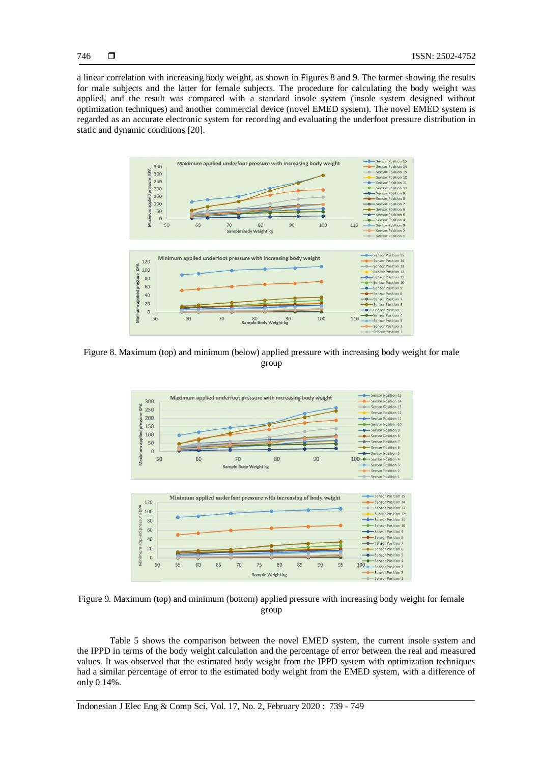a linear correlation with increasing body weight, as shown in Figures 8 and 9. The former showing the results for male subjects and the latter for female subjects. The procedure for calculating the body weight was applied, and the result was compared with a standard insole system (insole system designed without optimization techniques) and another commercial device (novel EMED system). The novel EMED system is regarded as an accurate electronic system for recording and evaluating the underfoot pressure distribution in static and dynamic conditions [20].

Figure 8. Maximum (top) and minimum (below) applied pressure with increasing body weight for male group

Figure 9. Maximum (top) and minimum (bottom) applied pressure with increasing body weight for female group

Table 5 shows the comparison between the novel EMED system, the current insole system and the IPPD in terms of the body weight calculation and the percentage of error between the real and measured values. It was observed that the estimated body weight from the IPPD system with optimization techniques had a similar percentage of error to the estimated body weight from the EMED system, with a difference of only 0.14%.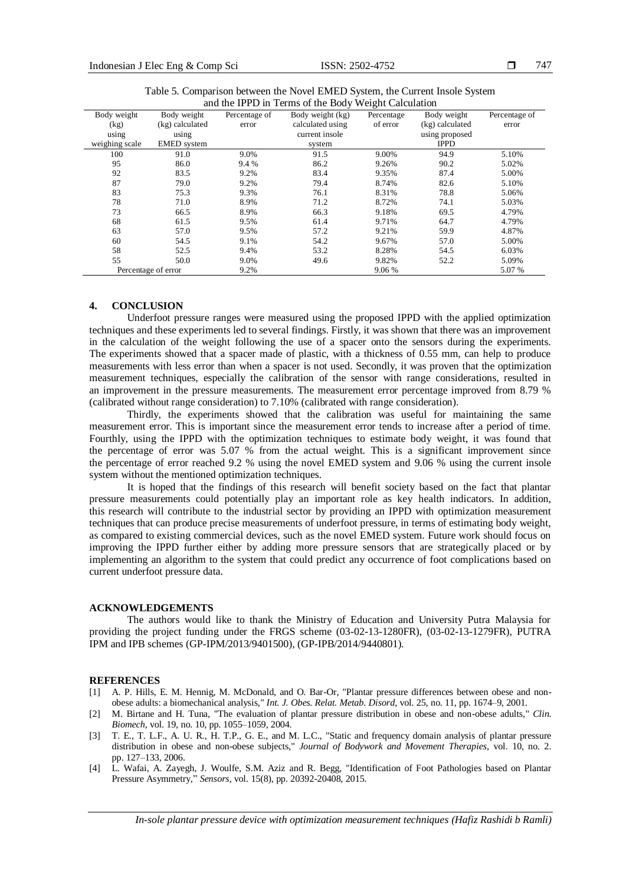Table 5. Comparison between the Novel EMED System, the Current Insole System and the IPPD in Terms of the Body Weight Calculation

| Body weight (kg) using weighing scale | Body weight (kg) calculated using EMED system | Percentage of error | Body weight (kg) calculated using current insole system | Percentage of error | Body weight (kg) calculated using proposed IPPD | Percentage of error |
|---|---|---|---|---|---|---|
| 100 | 91.0 | 9.0% | 91.5 | 9.00% | 94.9 | 5.10% |
| 95 | 86.0 | 9.4 % | 86.2 | 9.26% | 90.2 | 5.02% |
| 92 | 83.5 | 9.2% | 83.4 | 9.35% | 87.4 | 5.00% |
| 87 | 79.0 | 9.2% | 79.4 | 8.74% | 82.6 | 5.10% |
| 83 | 75.3 | 9.3% | 76.1 | 8.31% | 78.8 | 5.06% |
| 78 | 71.0 | 8.9% | 71.2 | 8.72% | 74.1 | 5.03% |
| 73 | 66.5 | 8.9% | 66.3 | 9.18% | 69.5 | 4.79% |
| 68 | 61.5 | 9.5% | 61.4 | 9.71% | 64.7 | 4.79% |
| 63 | 57.0 | 9.5% | 57.2 | 9.21% | 59.9 | 4.87% |
| 60 | 54.5 | 9.1% | 54.2 | 9.67% | 57.0 | 5.00% |
| 58 | 52.5 | 9.4% | 53.2 | 8.28% | 54.5 | 6.03% |
| 55 | 50.0 | 9.0% | 49.6 | 9.82% | 52.2 | 5.09% |
| Percentage of error | | 9.2% | | 9.06 % | | 5.07 % |

## 4. CONCLUSION

Underfoot pressure ranges were measured using the proposed IPPD with the applied optimization techniques and these experiments led to several findings. Firstly, it was shown that there was an improvement in the calculation of the weight following the use of a spacer onto the sensors during the experiments. The experiments showed that a spacer made of plastic, with a thickness of 0.55 mm, can help to produce measurements with less error than when a spacer is not used. Secondly, it was proven that the optimization measurement techniques, especially the calibration of the sensor with range considerations, resulted in an improvement in the pressure measurements. The measurement error percentage improved from 8.79 % (calibrated without range consideration) to 7.10% (calibrated with range consideration).

Thirdly, the experiments showed that the calibration was useful for maintaining the same measurement error. This is important since the measurement error tends to increase after a period of time. Fourthly, using the IPPD with the optimization techniques to estimate body weight, it was found that the percentage of error was 5.07 % from the actual weight. This is a significant improvement since the percentage of error reached 9.2 % using the novel EMED system and 9.06 % using the current insole system without the mentioned optimization techniques.

It is hoped that the findings of this research will benefit society based on the fact that plantar pressure measurements could potentially play an important role as key health indicators. In addition, this research will contribute to the industrial sector by providing an IPPD with optimization measurement techniques that can produce precise measurements of underfoot pressure, in terms of estimating body weight, as compared to existing commercial devices, such as the novel EMED system. Future work should focus on improving the IPPD further either by adding more pressure sensors that are strategically placed or by implementing an algorithm to the system that could predict any occurrence of foot complications based on current underfoot pressure data.

## ACKNOWLEDGEMENTS

The authors would like to thank the Ministry of Education and University Putra Malaysia for providing the project funding under the FRGS scheme (03-02-13-1280FR), (03-02-13-1279FR), PUTRA IPM and IPB schemes (GP-IPM/2013/9401500), (GP-IPB/2014/9440801).

## REFERENCES

[1] A. P. Hills, E. M. Hennig, M. McDonald, and O. Bar-Or, "Plantar pressure differences between obese and non-obese adults: a biomechanical analysis," *Int. J. Obes. Relat. Metab. Disord*, vol. 25, no. 11, pp. 1674–9, 2001.

[2] M. Birtane and H. Tuna, "The evaluation of plantar pressure distribution in obese and non-obese adults," *Clin. Biomech*, vol. 19, no. 10, pp. 1055–1059, 2004.

[3] T. E., T. L.F., A. U. R., H. T.P., G. E., and M. L.C., "Static and frequency domain analysis of plantar pressure distribution in obese and non-obese subjects," *Journal of Bodywork and Movement Therapies*, vol. 10, no. 2. pp. 127–133, 2006.

[4] L. Wafai, A. Zayegh, J. Woulfe, S.M. Aziz and R. Begg, "Identification of Foot Pathologies based on Plantar Pressure Asymmetry," *Sensors*, vol. 15(8), pp. 20392-20408, 2015.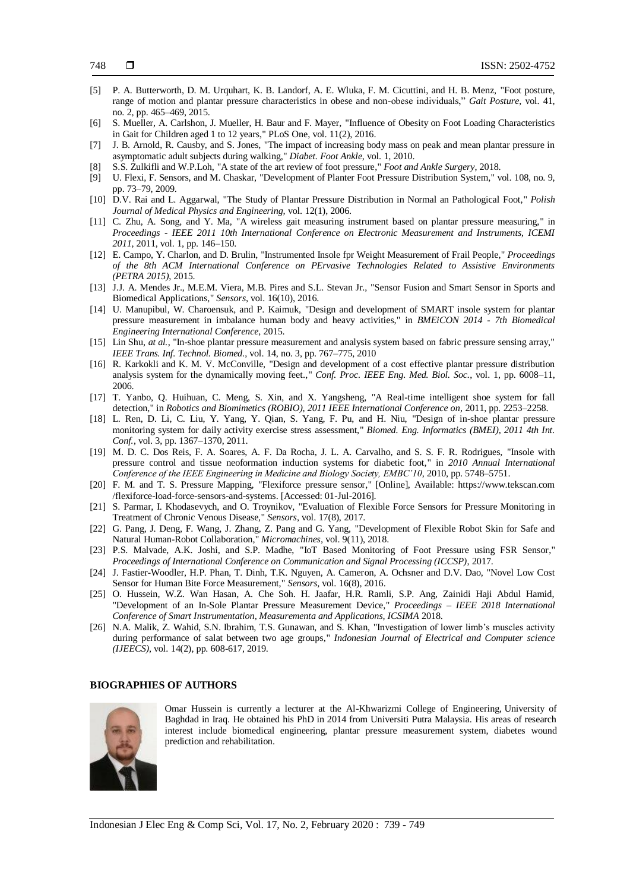[5] P. A. Butterworth, D. M. Urquhart, K. B. Landorf, A. E. Wluka, F. M. Cicuttini, and H. B. Menz, "Foot posture, range of motion and plantar pressure characteristics in obese and non-obese individuals," *Gait Posture*, vol. 41, no. 2, pp. 465–469, 2015.

[6] S. Mueller, A. Carlshon, J. Mueller, H. Baur and F. Mayer, "Influence of Obesity on Foot Loading Characteristics in Gait for Children aged 1 to 12 years," PLoS One, vol. 11(2), 2016.

[7] J. B. Arnold, R. Causby, and S. Jones, "The impact of increasing body mass on peak and mean plantar pressure in asymptomatic adult subjects during walking," *Diabet. Foot Ankle*, vol. 1, 2010.

[8] S.S. Zulkifli and W.P.Loh, "A state of the art review of foot pressure," *Foot and Ankle Surgery*, 2018.

[9] U. Flexi, F. Sensors, and M. Chaskar, "Development of Planter Foot Pressure Distribution System," vol. 108, no. 9, pp. 73–79, 2009.

[10] D.V. Rai and L. Aggarwal, "The Study of Plantar Pressure Distribution in Normal an Pathological Foot," *Polish Journal of Medical Physics and Engineering*, vol. 12(1), 2006.

[11] C. Zhu, A. Song, and Y. Ma, "A wireless gait measuring instrument based on plantar pressure measuring," in *Proceedings - IEEE 2011 10th International Conference on Electronic Measurement and Instruments, ICEMI 2011*, 2011, vol. 1, pp. 146–150.

[12] E. Campo, Y. Charlon, and D. Brulin, "Instrumented Insole fpr Weight Measurement of Frail People," *Proceedings of the 8th ACM International Conference on PErvasive Technologies Related to Assistive Environments (PETRA 2015)*, 2015.

[13] J.J. A. Mendes Jr., M.E.M. Viera, M.B. Pires and S.L. Stevan Jr., "Sensor Fusion and Smart Sensor in Sports and Biomedical Applications," *Sensors*, vol. 16(10), 2016.

[14] U. Manupibul, W. Charoensuk, and P. Kaimuk, "Design and development of SMART insole system for plantar pressure measurement in imbalance human body and heavy activities," in *BMEiCON 2014 - 7th Biomedical Engineering International Conference*, 2015.

[15] Lin Shu, *at al.*, "In-shoe plantar pressure measurement and analysis system based on fabric pressure sensing array," *IEEE Trans. Inf. Technol. Biomed.*, vol. 14, no. 3, pp. 767–775, 2010

[16] R. Karkokli and K. M. V. McConville, "Design and development of a cost effective plantar pressure distribution analysis system for the dynamically moving feet.," *Conf. Proc. IEEE Eng. Med. Biol. Soc.*, vol. 1, pp. 6008–11, 2006.

[17] T. Yanbo, Q. Huihuan, C. Meng, S. Xin, and X. Yangsheng, "A Real-time intelligent shoe system for fall detection," in *Robotics and Biomimetics (ROBIO), 2011 IEEE International Conference on*, 2011, pp. 2253–2258.

[18] L. Ren, D. Li, C. Liu, Y. Yang, Y. Qian, S. Yang, F. Pu, and H. Niu, "Design of in-shoe plantar pressure monitoring system for daily activity exercise stress assessment," *Biomed. Eng. Informatics (BMEI), 2011 4th Int. Conf.*, vol. 3, pp. 1367–1370, 2011.

[19] M. D. C. Dos Reis, F. A. Soares, A. F. Da Rocha, J. L. A. Carvalho, and S. S. F. R. Rodrigues, "Insole with pressure control and tissue neoformation induction systems for diabetic foot," in *2010 Annual International Conference of the IEEE Engineering in Medicine and Biology Society, EMBC'10*, 2010, pp. 5748–5751.

[20] F. M. and T. S. Pressure Mapping, "Flexiforce pressure sensor," [Online], Available: https://www.tekscan.com /flexiforce-load-force-sensors-and-systems. [Accessed: 01-Jul-2016].

[21] S. Parmar, I. Khodasevych, and O. Troynikov, "Evaluation of Flexible Force Sensors for Pressure Monitoring in Treatment of Chronic Venous Disease," *Sensors*, vol. 17(8), 2017.

[22] G. Pang, J. Deng, F. Wang, J. Zhang, Z. Pang and G. Yang, "Development of Flexible Robot Skin for Safe and Natural Human-Robot Collaboration," *Micromachines*, vol. 9(11), 2018.

[23] P.S. Malvade, A.K. Joshi, and S.P. Madhe, "IoT Based Monitoring of Foot Pressure using FSR Sensor," *Proceedings of International Conference on Communication and Signal Processing (ICCSP)*, 2017.

[24] J. Fastier-Woodler, H.P. Phan, T. Dinh, T.K. Nguyen, A. Cameron, A. Ochsner and D.V. Dao, "Novel Low Cost Sensor for Human Bite Force Measurement," *Sensors*, vol. 16(8), 2016.

[25] O. Hussein, W.Z. Wan Hasan, A. Che Soh. H. Jaafar, H.R. Ramli, S.P. Ang, Zainidi Haji Abdul Hamid, "Development of an In-Sole Plantar Pressure Measurement Device," *Proceedings – IEEE 2018 International Conference of Smart Instrumentation, Measurementa and Applications, ICSIMA* 2018.

[26] N.A. Malik, Z. Wahid, S.N. Ibrahim, T.S. Gunawan, and S. Khan, "Investigation of lower limb's muscles activity during performance of salat between two age groups," *Indonesian Journal of Electrical and Computer science (IJEECS)*, vol. 14(2), pp. 608-617, 2019.

## BIOGRAPHIES OF AUTHORS

Omar Hussein is currently a lecturer at the Al-Khwarizmi College of Engineering, University of Baghdad in Iraq. He obtained his PhD in 2014 from Universiti Putra Malaysia. His areas of research interest include biomedical engineering, plantar pressure measurement system, diabetes wound prediction and rehabilitation.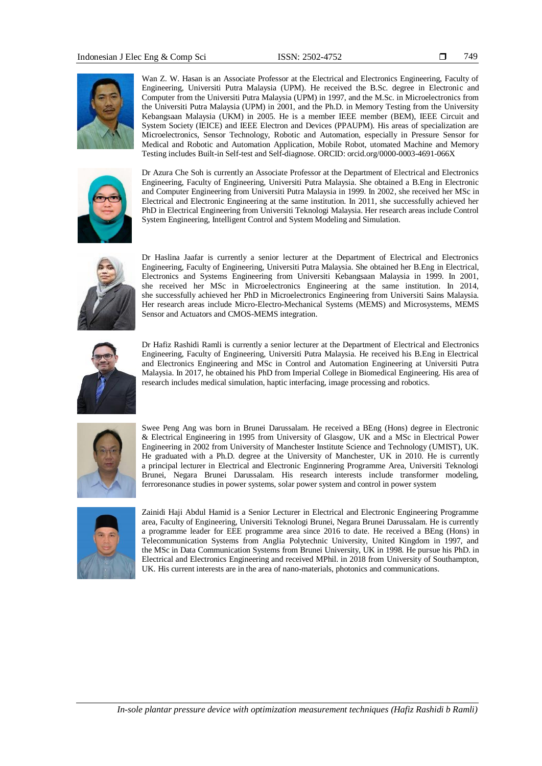Wan Z. W. Hasan is an Associate Professor at the Electrical and Electronics Engineering, Faculty of Engineering, Universiti Putra Malaysia (UPM). He received the B.Sc. degree in Electronic and Computer from the Universiti Putra Malaysia (UPM) in 1997, and the M.Sc. in Microelectronics from the Universiti Putra Malaysia (UPM) in 2001, and the Ph.D. in Memory Testing from the University Kebangsaan Malaysia (UKM) in 2005. He is a member IEEE member (BEM), IEEE Circuit and System Society (IEICE) and IEEE Electron and Devices (PPAUPM). His areas of specialization are Microelectronics, Sensor Technology, Robotic and Automation, especially in Pressure Sensor for Medical and Robotic and Automation Application, Mobile Robot, utomated Machine and Memory Testing includes Built-in Self-test and Self-diagnose. ORCID: orcid.org/0000-0003-4691-066X

Dr Azura Che Soh is currently an Associate Professor at the Department of Electrical and Electronics Engineering, Faculty of Engineering, Universiti Putra Malaysia. She obtained a B.Eng in Electronic and Computer Engineering from Universiti Putra Malaysia in 1999. In 2002, she received her MSc in Electrical and Electronic Engineering at the same institution. In 2011, she successfully achieved her PhD in Electrical Engineering from Universiti Teknologi Malaysia. Her research areas include Control System Engineering, Intelligent Control and System Modeling and Simulation.

Dr Haslina Jaafar is currently a senior lecturer at the Department of Electrical and Electronics Engineering, Faculty of Engineering, Universiti Putra Malaysia. She obtained her B.Eng in Electrical, Electronics and Systems Engineering from Universiti Kebangsaan Malaysia in 1999. In 2001, she received her MSc in Microelectronics Engineering at the same institution. In 2014, she successfully achieved her PhD in Microelectronics Engineering from Universiti Sains Malaysia. Her research areas include Micro-Electro-Mechanical Systems (MEMS) and Microsystems, MEMS Sensor and Actuators and CMOS-MEMS integration.

Dr Hafiz Rashidi Ramli is currently a senior lecturer at the Department of Electrical and Electronics Engineering, Faculty of Engineering, Universiti Putra Malaysia. He received his B.Eng in Electrical and Electronics Engineering and MSc in Control and Automation Engineering at Universiti Putra Malaysia. In 2017, he obtained his PhD from Imperial College in Biomedical Engineering. His area of research includes medical simulation, haptic interfacing, image processing and robotics.

Swee Peng Ang was born in Brunei Darussalam. He received a BEng (Hons) degree in Electronic & Electrical Engineering in 1995 from University of Glasgow, UK and a MSc in Electrical Power Engineering in 2002 from University of Manchester Institute Science and Technology (UMIST), UK. He graduated with a Ph.D. degree at the University of Manchester, UK in 2010. He is currently a principal lecturer in Electrical and Electronic Enginnering Programme Area, Universiti Teknologi Brunei, Negara Brunei Darussalam. His research interests include transformer modeling, ferroresonance studies in power systems, solar power system and control in power system

Zainidi Haji Abdul Hamid is a Senior Lecturer in Electrical and Electronic Engineering Programme area, Faculty of Engineering, Universiti Teknologi Brunei, Negara Brunei Darussalam. He is currently a programme leader for EEE programme area since 2016 to date. He received a BEng (Hons) in Telecommunication Systems from Anglia Polytechnic University, United Kingdom in 1997, and the MSc in Data Communication Systems from Brunei University, UK in 1998. He pursue his PhD. in Electrical and Electronics Engineering and received MPhil. in 2018 from University of Southampton, UK. His current interests are in the area of nano-materials, photonics and communications.